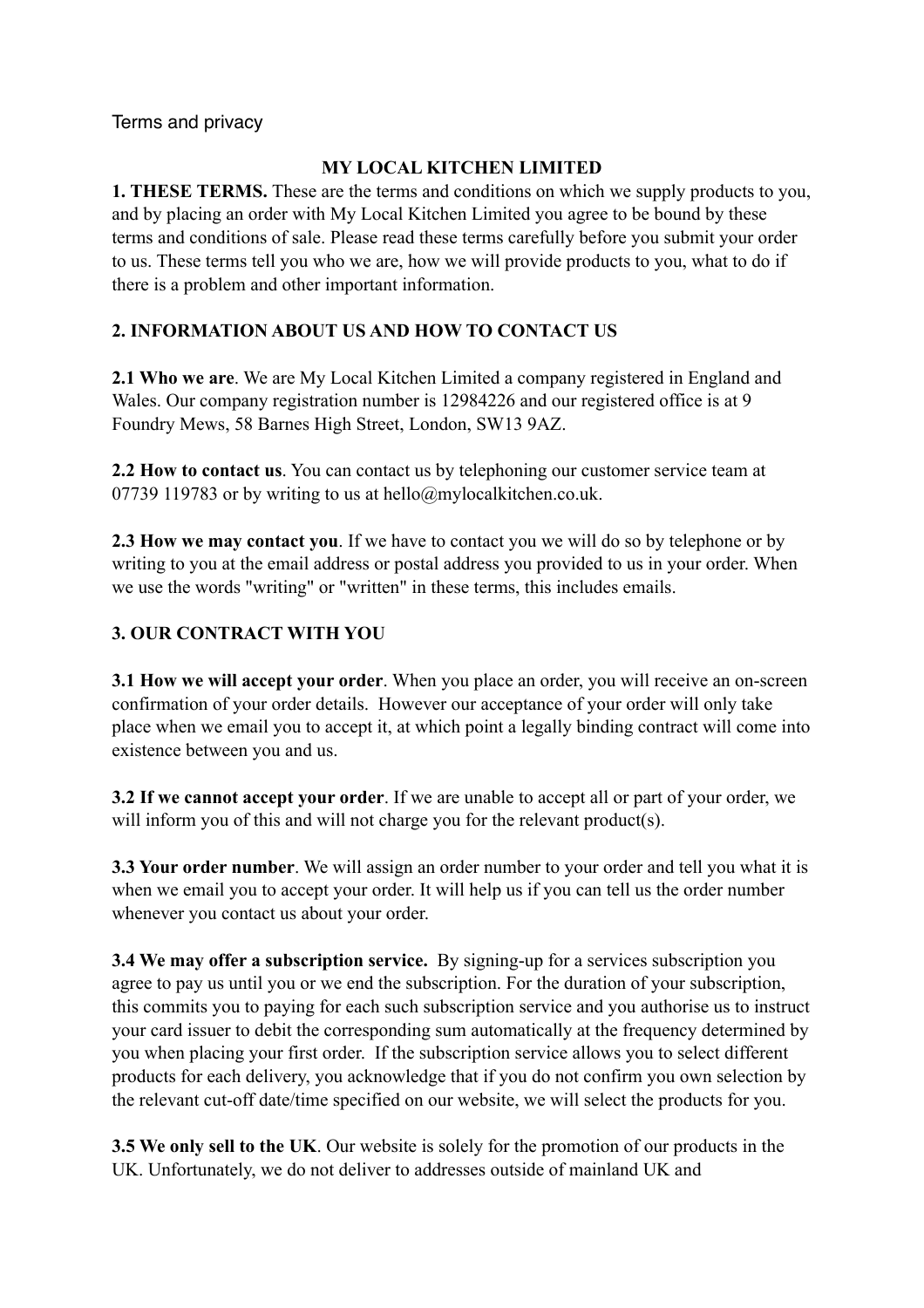Terms and privacy

**MY LOCAL KITCHEN LIMITED**

**1. THESE TERMS.** These are the terms and conditions on which we supply products to you, and by placing an order with My Local Kitchen Limited you agree to be bound by these terms and conditions of sale. Please read these terms carefully before you submit your order to us. These terms tell you who we are, how we will provide products to you, what to do if there is a problem and other important information.

**2. INFORMATION ABOUT US AND HOW TO CONTACT US**

**2.1 Who we are**. We are My Local Kitchen Limited a company registered in England and Wales. Our company registration number is 12984226 and our registered office is at 9 Foundry Mews, 58 Barnes High Street, London, SW13 9AZ.

**2.2 How to contact us**. You can contact us by telephoning our customer service team at 07739 119783 or by writing to us at hello@mylocalkitchen.co.uk.

**2.3 How we may contact you**. If we have to contact you we will do so by telephone or by writing to you at the email address or postal address you provided to us in your order. When we use the words "writing" or "written" in these terms, this includes emails.

**3. OUR CONTRACT WITH YOU**

**3.1 How we will accept your order**. When you place an order, you will receive an on-screen confirmation of your order details. However our acceptance of your order will only take place when we email you to accept it, at which point a legally binding contract will come into existence between you and us.

**3.2 If we cannot accept your order**. If we are unable to accept all or part of your order, we will inform you of this and will not charge you for the relevant product(s).

**3.3 Your order number**. We will assign an order number to your order and tell you what it is when we email you to accept your order. It will help us if you can tell us the order number whenever you contact us about your order.

**3.4 We may offer a subscription service.** By signing-up for a services subscription you agree to pay us until you or we end the subscription. For the duration of your subscription, this commits you to paying for each such subscription service and you authorise us to instruct your card issuer to debit the corresponding sum automatically at the frequency determined by you when placing your first order. If the subscription service allows you to select different products for each delivery, you acknowledge that if you do not confirm you own selection by the relevant cut-off date/time specified on our website, we will select the products for you.

**3.5 We only sell to the UK**. Our website is solely for the promotion of our products in the UK. Unfortunately, we do not deliver to addresses outside of mainland UK and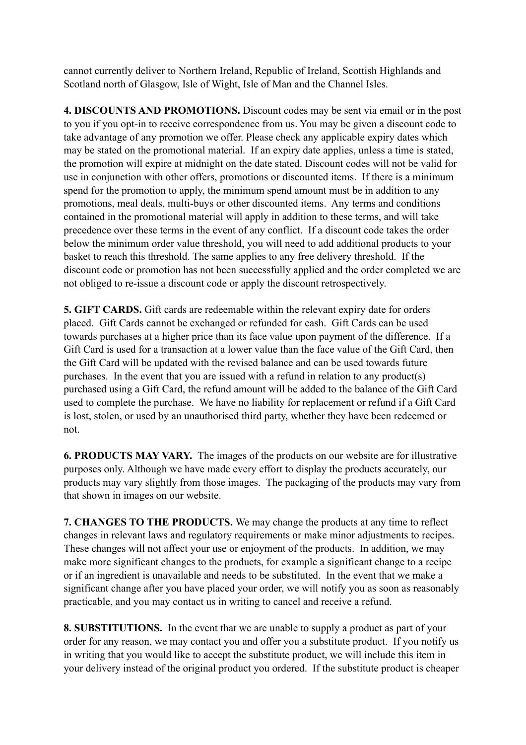cannot currently deliver to Northern Ireland, Republic of Ireland, Scottish Highlands and Scotland north of Glasgow, Isle of Wight, Isle of Man and the Channel Isles.

**4. DISCOUNTS AND PROMOTIONS.** Discount codes may be sent via email or in the post to you if you opt-in to receive correspondence from us. You may be given a discount code to take advantage of any promotion we offer. Please check any applicable expiry dates which may be stated on the promotional material. If an expiry date applies, unless a time is stated, the promotion will expire at midnight on the date stated. Discount codes will not be valid for use in conjunction with other offers, promotions or discounted items. If there is a minimum spend for the promotion to apply, the minimum spend amount must be in addition to any promotions, meal deals, multi-buys or other discounted items. Any terms and conditions contained in the promotional material will apply in addition to these terms, and will take precedence over these terms in the event of any conflict. If a discount code takes the order below the minimum order value threshold, you will need to add additional products to your basket to reach this threshold. The same applies to any free delivery threshold. If the discount code or promotion has not been successfully applied and the order completed we are not obliged to re-issue a discount code or apply the discount retrospectively.

**5. GIFT CARDS.** Gift cards are redeemable within the relevant expiry date for orders placed. Gift Cards cannot be exchanged or refunded for cash. Gift Cards can be used towards purchases at a higher price than its face value upon payment of the difference. If a Gift Card is used for a transaction at a lower value than the face value of the Gift Card, then the Gift Card will be updated with the revised balance and can be used towards future purchases. In the event that you are issued with a refund in relation to any product(s) purchased using a Gift Card, the refund amount will be added to the balance of the Gift Card used to complete the purchase. We have no liability for replacement or refund if a Gift Card is lost, stolen, or used by an unauthorised third party, whether they have been redeemed or not.

**6. PRODUCTS MAY VARY.** The images of the products on our website are for illustrative purposes only. Although we have made every effort to display the products accurately, our products may vary slightly from those images. The packaging of the products may vary from that shown in images on our website.

**7. CHANGES TO THE PRODUCTS.** We may change the products at any time to reflect changes in relevant laws and regulatory requirements or make minor adjustments to recipes. These changes will not affect your use or enjoyment of the products. In addition, we may make more significant changes to the products, for example a significant change to a recipe or if an ingredient is unavailable and needs to be substituted. In the event that we make a significant change after you have placed your order, we will notify you as soon as reasonably practicable, and you may contact us in writing to cancel and receive a refund.

**8. SUBSTITUTIONS.** In the event that we are unable to supply a product as part of your order for any reason, we may contact you and offer you a substitute product. If you notify us in writing that you would like to accept the substitute product, we will include this item in your delivery instead of the original product you ordered. If the substitute product is cheaper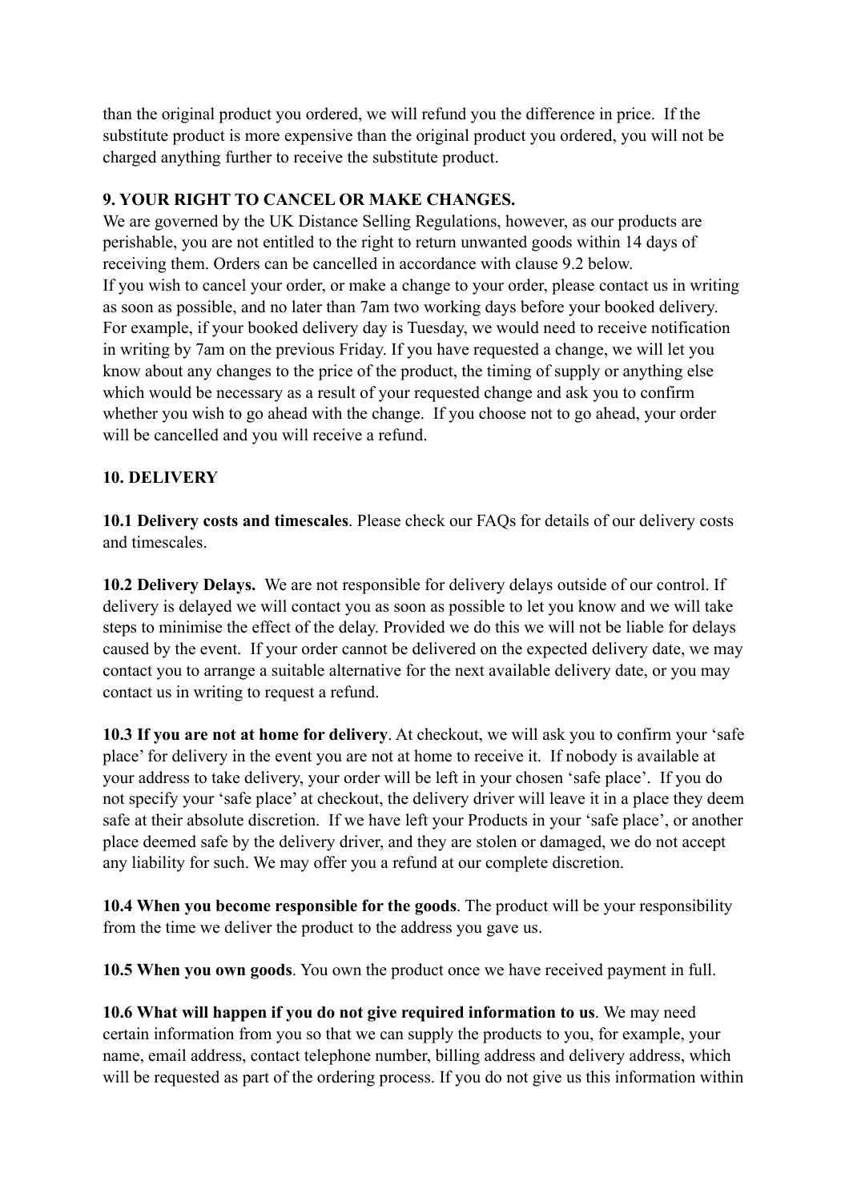than the original product you ordered, we will refund you the difference in price. If the substitute product is more expensive than the original product you ordered, you will not be charged anything further to receive the substitute product.

**9. YOUR RIGHT TO CANCEL OR MAKE CHANGES.**

We are governed by the UK Distance Selling Regulations, however, as our products are perishable, you are not entitled to the right to return unwanted goods within 14 days of receiving them. Orders can be cancelled in accordance with clause 9.2 below.

If you wish to cancel your order, or make a change to your order, please contact us in writing as soon as possible, and no later than 7am two working days before your booked delivery. For example, if your booked delivery day is Tuesday, we would need to receive notification in writing by 7am on the previous Friday. If you have requested a change, we will let you know about any changes to the price of the product, the timing of supply or anything else which would be necessary as a result of your requested change and ask you to confirm whether you wish to go ahead with the change. If you choose not to go ahead, your order will be cancelled and you will receive a refund.

**10. DELIVERY**

**10.1 Delivery costs and timescales**. Please check our FAQs for details of our delivery costs and timescales.

**10.2 Delivery Delays.** We are not responsible for delivery delays outside of our control. If delivery is delayed we will contact you as soon as possible to let you know and we will take steps to minimise the effect of the delay. Provided we do this we will not be liable for delays caused by the event. If your order cannot be delivered on the expected delivery date, we may contact you to arrange a suitable alternative for the next available delivery date, or you may contact us in writing to request a refund.

**10.3 If you are not at home for delivery**. At checkout, we will ask you to confirm your 'safe place' for delivery in the event you are not at home to receive it. If nobody is available at your address to take delivery, your order will be left in your chosen 'safe place'. If you do not specify your 'safe place' at checkout, the delivery driver will leave it in a place they deem safe at their absolute discretion. If we have left your Products in your 'safe place', or another place deemed safe by the delivery driver, and they are stolen or damaged, we do not accept any liability for such. We may offer you a refund at our complete discretion.

**10.4 When you become responsible for the goods**. The product will be your responsibility from the time we deliver the product to the address you gave us.

**10.5 When you own goods**. You own the product once we have received payment in full.

**10.6 What will happen if you do not give required information to us**. We may need certain information from you so that we can supply the products to you, for example, your name, email address, contact telephone number, billing address and delivery address, which will be requested as part of the ordering process. If you do not give us this information within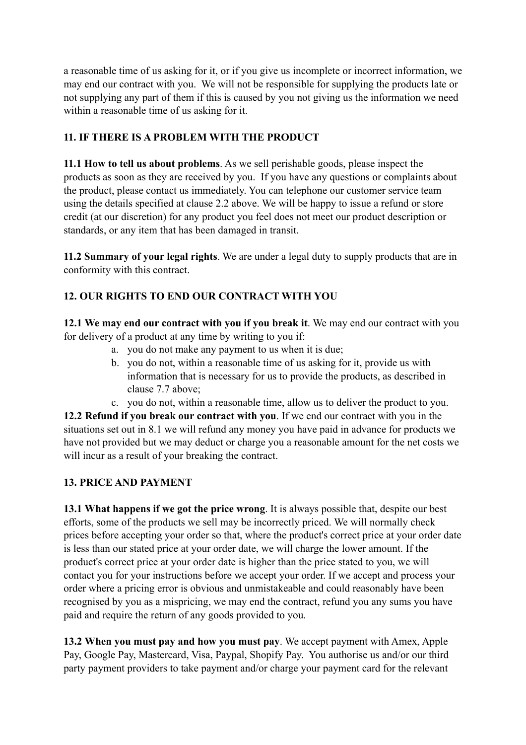a reasonable time of us asking for it, or if you give us incomplete or incorrect information, we may end our contract with you. We will not be responsible for supplying the products late or not supplying any part of them if this is caused by you not giving us the information we need within a reasonable time of us asking for it.

## 11. IF THERE IS A PROBLEM WITH THE PRODUCT

**11.1 How to tell us about problems**. As we sell perishable goods, please inspect the products as soon as they are received by you. If you have any questions or complaints about the product, please contact us immediately. You can telephone our customer service team using the details specified at clause 2.2 above. We will be happy to issue a refund or store credit (at our discretion) for any product you feel does not meet our product description or standards, or any item that has been damaged in transit.

**11.2 Summary of your legal rights**. We are under a legal duty to supply products that are in conformity with this contract.

## 12. OUR RIGHTS TO END OUR CONTRACT WITH YOU

**12.1 We may end our contract with you if you break it**. We may end our contract with you for delivery of a product at any time by writing to you if:

a. you do not make any payment to us when it is due;
b. you do not, within a reasonable time of us asking for it, provide us with information that is necessary for us to provide the products, as described in clause 7.7 above;
c. you do not, within a reasonable time, allow us to deliver the product to you.

**12.2 Refund if you break our contract with you**. If we end our contract with you in the situations set out in 8.1 we will refund any money you have paid in advance for products we have not provided but we may deduct or charge you a reasonable amount for the net costs we will incur as a result of your breaking the contract.

## 13. PRICE AND PAYMENT

**13.1 What happens if we got the price wrong**. It is always possible that, despite our best efforts, some of the products we sell may be incorrectly priced. We will normally check prices before accepting your order so that, where the product's correct price at your order date is less than our stated price at your order date, we will charge the lower amount. If the product's correct price at your order date is higher than the price stated to you, we will contact you for your instructions before we accept your order. If we accept and process your order where a pricing error is obvious and unmistakeable and could reasonably have been recognised by you as a mispricing, we may end the contract, refund you any sums you have paid and require the return of any goods provided to you.

**13.2 When you must pay and how you must pay**. We accept payment with Amex, Apple Pay, Google Pay, Mastercard, Visa, Paypal, Shopify Pay. You authorise us and/or our third party payment providers to take payment and/or charge your payment card for the relevant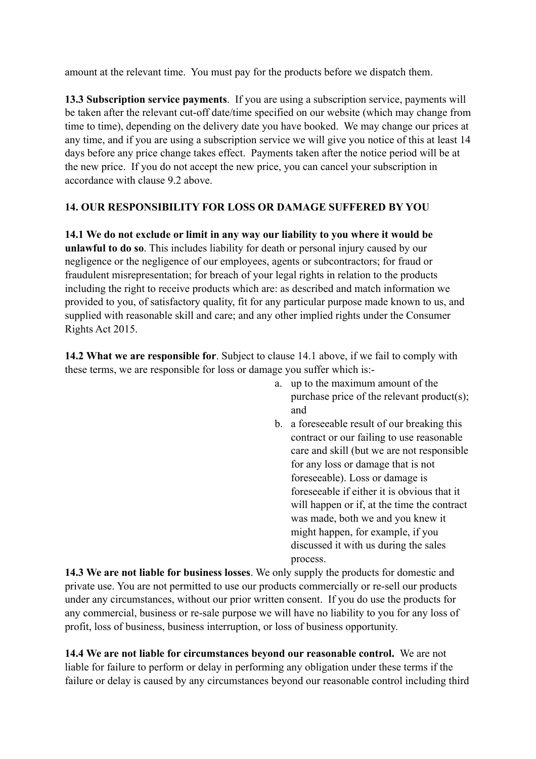amount at the relevant time. You must pay for the products before we dispatch them.

**13.3 Subscription service payments**. If you are using a subscription service, payments will be taken after the relevant cut-off date/time specified on our website (which may change from time to time), depending on the delivery date you have booked. We may change our prices at any time, and if you are using a subscription service we will give you notice of this at least 14 days before any price change takes effect. Payments taken after the notice period will be at the new price. If you do not accept the new price, you can cancel your subscription in accordance with clause 9.2 above.

## 14. OUR RESPONSIBILITY FOR LOSS OR DAMAGE SUFFERED BY YOU

**14.1 We do not exclude or limit in any way our liability to you where it would be unlawful to do so**. This includes liability for death or personal injury caused by our negligence or the negligence of our employees, agents or subcontractors; for fraud or fraudulent misrepresentation; for breach of your legal rights in relation to the products including the right to receive products which are: as described and match information we provided to you, of satisfactory quality, fit for any particular purpose made known to us, and supplied with reasonable skill and care; and any other implied rights under the Consumer Rights Act 2015.

**14.2 What we are responsible for**. Subject to clause 14.1 above, if we fail to comply with these terms, we are responsible for loss or damage you suffer which is:-

a. up to the maximum amount of the purchase price of the relevant product(s); and
b. a foreseeable result of our breaking this contract or our failing to use reasonable care and skill (but we are not responsible for any loss or damage that is not foreseeable). Loss or damage is foreseeable if either it is obvious that it will happen or if, at the time the contract was made, both we and you knew it might happen, for example, if you discussed it with us during the sales process.

**14.3 We are not liable for business losses**. We only supply the products for domestic and private use. You are not permitted to use our products commercially or re-sell our products under any circumstances, without our prior written consent. If you do use the products for any commercial, business or re-sale purpose we will have no liability to you for any loss of profit, loss of business, business interruption, or loss of business opportunity.

**14.4 We are not liable for circumstances beyond our reasonable control.** We are not liable for failure to perform or delay in performing any obligation under these terms if the failure or delay is caused by any circumstances beyond our reasonable control including third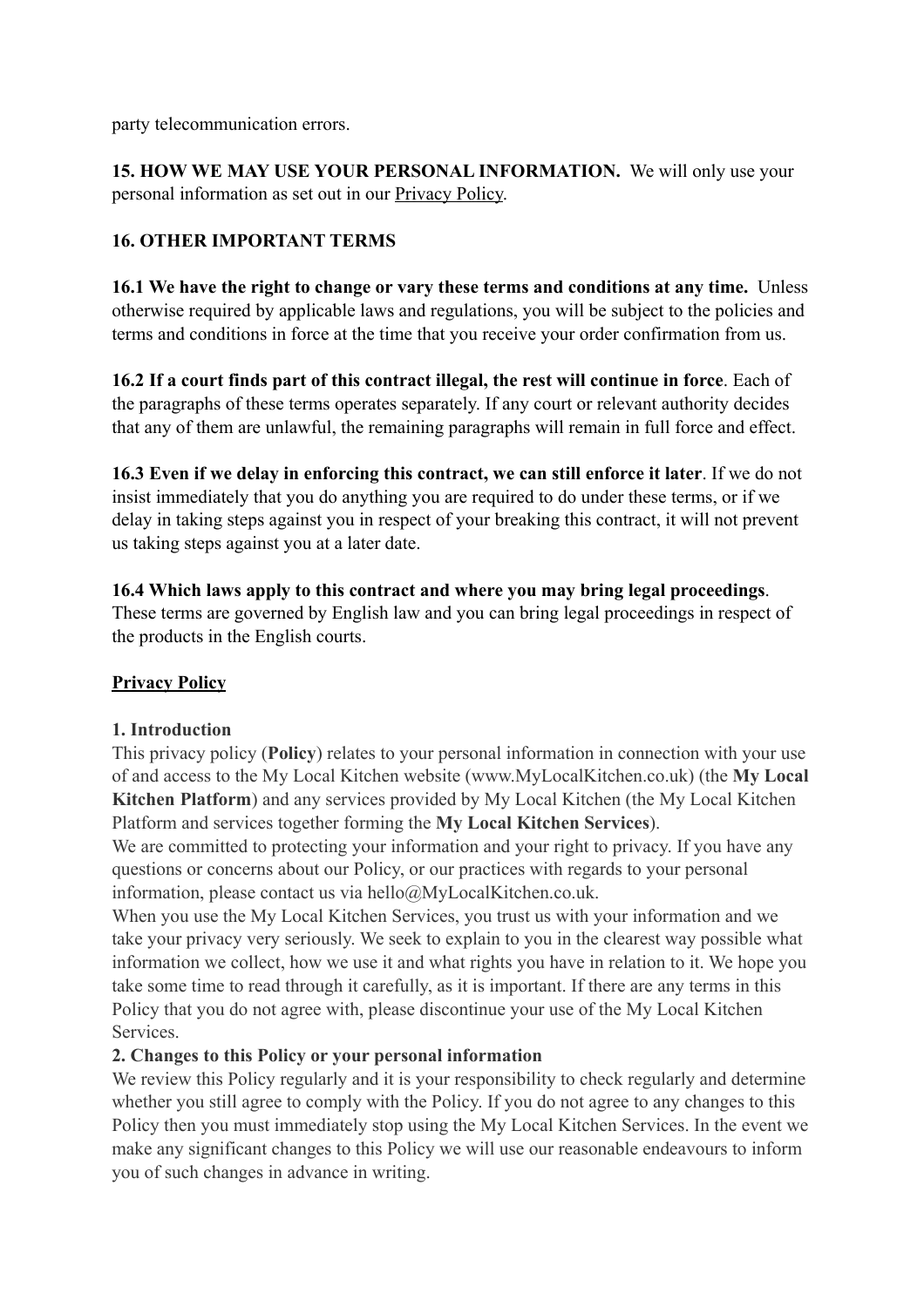party telecommunication errors.

**15. HOW WE MAY USE YOUR PERSONAL INFORMATION.** We will only use your personal information as set out in our Privacy Policy.

**16. OTHER IMPORTANT TERMS**

**16.1 We have the right to change or vary these terms and conditions at any time.** Unless otherwise required by applicable laws and regulations, you will be subject to the policies and terms and conditions in force at the time that you receive your order confirmation from us.

**16.2 If a court finds part of this contract illegal, the rest will continue in force**. Each of the paragraphs of these terms operates separately. If any court or relevant authority decides that any of them are unlawful, the remaining paragraphs will remain in full force and effect.

**16.3 Even if we delay in enforcing this contract, we can still enforce it later**. If we do not insist immediately that you do anything you are required to do under these terms, or if we delay in taking steps against you in respect of your breaking this contract, it will not prevent us taking steps against you at a later date.

**16.4 Which laws apply to this contract and where you may bring legal proceedings**. These terms are governed by English law and you can bring legal proceedings in respect of the products in the English courts.

## Privacy Policy

**1. Introduction**

This privacy policy (**Policy**) relates to your personal information in connection with your use of and access to the My Local Kitchen website (www.MyLocalKitchen.co.uk) (the **My Local Kitchen Platform**) and any services provided by My Local Kitchen (the My Local Kitchen Platform and services together forming the **My Local Kitchen Services**).

We are committed to protecting your information and your right to privacy. If you have any questions or concerns about our Policy, or our practices with regards to your personal information, please contact us via hello@MyLocalKitchen.co.uk.

When you use the My Local Kitchen Services, you trust us with your information and we take your privacy very seriously. We seek to explain to you in the clearest way possible what information we collect, how we use it and what rights you have in relation to it. We hope you take some time to read through it carefully, as it is important. If there are any terms in this Policy that you do not agree with, please discontinue your use of the My Local Kitchen Services.

**2. Changes to this Policy or your personal information**

We review this Policy regularly and it is your responsibility to check regularly and determine whether you still agree to comply with the Policy. If you do not agree to any changes to this Policy then you must immediately stop using the My Local Kitchen Services. In the event we make any significant changes to this Policy we will use our reasonable endeavours to inform you of such changes in advance in writing.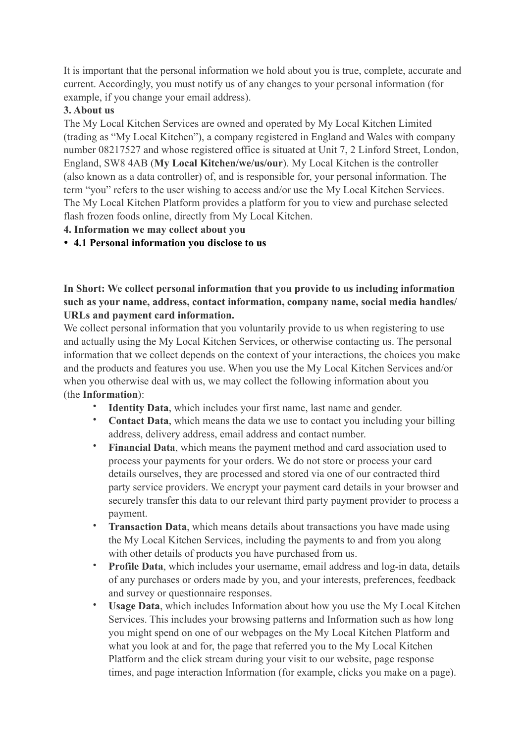It is important that the personal information we hold about you is true, complete, accurate and current. Accordingly, you must notify us of any changes to your personal information (for example, if you change your email address).

**3. About us**

The My Local Kitchen Services are owned and operated by My Local Kitchen Limited (trading as "My Local Kitchen"), a company registered in England and Wales with company number 08217527 and whose registered office is situated at Unit 7, 2 Linford Street, London, England, SW8 4AB (**My Local Kitchen/we/us/our**). My Local Kitchen is the controller (also known as a data controller) of, and is responsible for, your personal information. The term "you" refers to the user wishing to access and/or use the My Local Kitchen Services. The My Local Kitchen Platform provides a platform for you to view and purchase selected flash frozen foods online, directly from My Local Kitchen.

**4. Information we may collect about you**

- **4.1 Personal information you disclose to us**

**In Short: We collect personal information that you provide to us including information such as your name, address, contact information, company name, social media handles/URLs and payment card information.**

We collect personal information that you voluntarily provide to us when registering to use and actually using the My Local Kitchen Services, or otherwise contacting us. The personal information that we collect depends on the context of your interactions, the choices you make and the products and features you use. When you use the My Local Kitchen Services and/or when you otherwise deal with us, we may collect the following information about you (the **Information**):

- **Identity Data**, which includes your first name, last name and gender.
- **Contact Data**, which means the data we use to contact you including your billing address, delivery address, email address and contact number.
- **Financial Data**, which means the payment method and card association used to process your payments for your orders. We do not store or process your card details ourselves, they are processed and stored via one of our contracted third party service providers. We encrypt your payment card details in your browser and securely transfer this data to our relevant third party payment provider to process a payment.
- **Transaction Data**, which means details about transactions you have made using the My Local Kitchen Services, including the payments to and from you along with other details of products you have purchased from us.
- **Profile Data**, which includes your username, email address and log-in data, details of any purchases or orders made by you, and your interests, preferences, feedback and survey or questionnaire responses.
- **Usage Data**, which includes Information about how you use the My Local Kitchen Services. This includes your browsing patterns and Information such as how long you might spend on one of our webpages on the My Local Kitchen Platform and what you look at and for, the page that referred you to the My Local Kitchen Platform and the click stream during your visit to our website, page response times, and page interaction Information (for example, clicks you make on a page).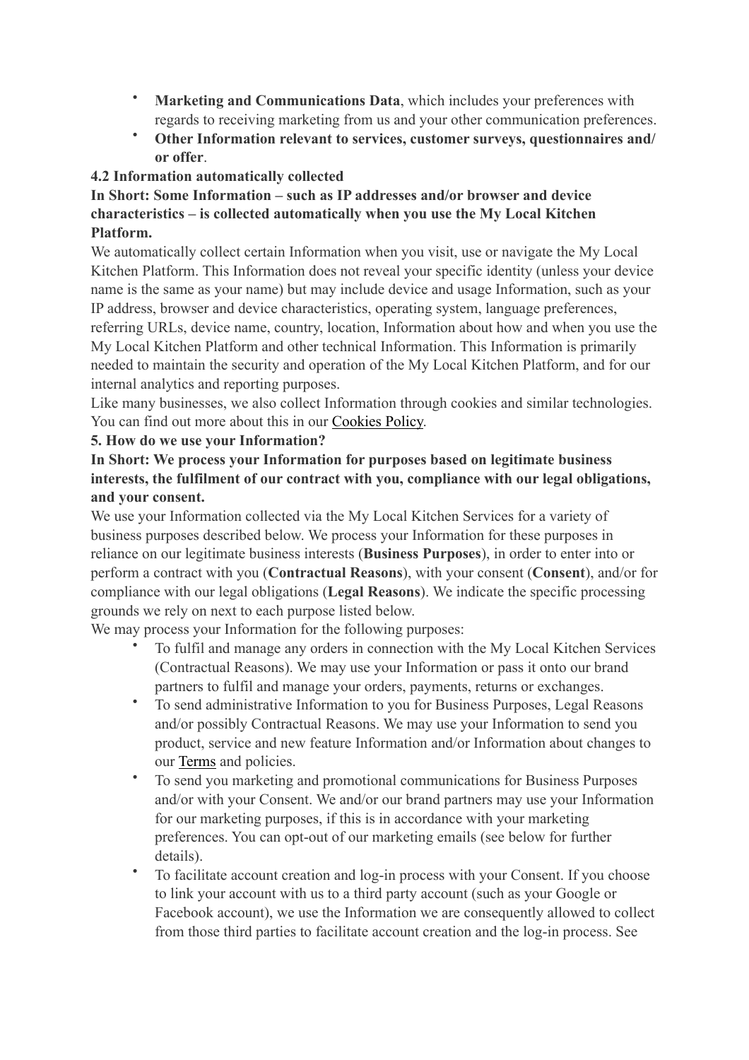- **Marketing and Communications Data**, which includes your preferences with regards to receiving marketing from us and your other communication preferences.
- **Other Information relevant to services, customer surveys, questionnaires and/or offer**.

### 4.2 Information automatically collected

**In Short: Some Information – such as IP addresses and/or browser and device characteristics – is collected automatically when you use the My Local Kitchen Platform.**

We automatically collect certain Information when you visit, use or navigate the My Local Kitchen Platform. This Information does not reveal your specific identity (unless your device name is the same as your name) but may include device and usage Information, such as your IP address, browser and device characteristics, operating system, language preferences, referring URLs, device name, country, location, Information about how and when you use the My Local Kitchen Platform and other technical Information. This Information is primarily needed to maintain the security and operation of the My Local Kitchen Platform, and for our internal analytics and reporting purposes.

Like many businesses, we also collect Information through cookies and similar technologies. You can find out more about this in our Cookies Policy.

## 5. How do we use your Information?

**In Short: We process your Information for purposes based on legitimate business interests, the fulfilment of our contract with you, compliance with our legal obligations, and your consent.**

We use your Information collected via the My Local Kitchen Services for a variety of business purposes described below. We process your Information for these purposes in reliance on our legitimate business interests (**Business Purposes**), in order to enter into or perform a contract with you (**Contractual Reasons**), with your consent (**Consent**), and/or for compliance with our legal obligations (**Legal Reasons**). We indicate the specific processing grounds we rely on next to each purpose listed below.

We may process your Information for the following purposes:

- To fulfil and manage any orders in connection with the My Local Kitchen Services (Contractual Reasons). We may use your Information or pass it onto our brand partners to fulfil and manage your orders, payments, returns or exchanges.
- To send administrative Information to you for Business Purposes, Legal Reasons and/or possibly Contractual Reasons. We may use your Information to send you product, service and new feature Information and/or Information about changes to our Terms and policies.
- To send you marketing and promotional communications for Business Purposes and/or with your Consent. We and/or our brand partners may use your Information for our marketing purposes, if this is in accordance with your marketing preferences. You can opt-out of our marketing emails (see below for further details).
- To facilitate account creation and log-in process with your Consent. If you choose to link your account with us to a third party account (such as your Google or Facebook account), we use the Information we are consequently allowed to collect from those third parties to facilitate account creation and the log-in process. See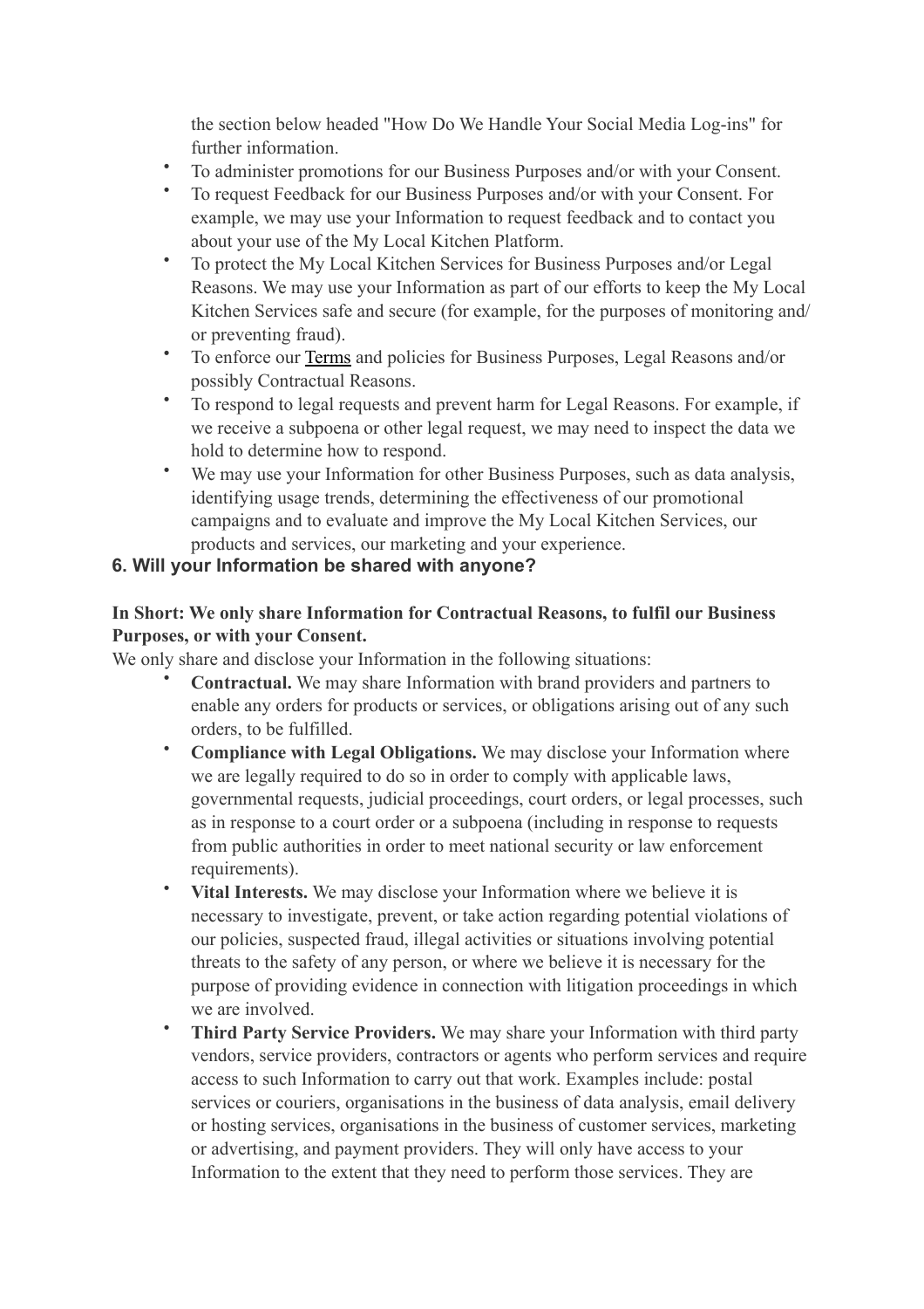the section below headed "How Do We Handle Your Social Media Log-ins" for further information.

- To administer promotions for our Business Purposes and/or with your Consent.
- To request Feedback for our Business Purposes and/or with your Consent. For example, we may use your Information to request feedback and to contact you about your use of the My Local Kitchen Platform.
- To protect the My Local Kitchen Services for Business Purposes and/or Legal Reasons. We may use your Information as part of our efforts to keep the My Local Kitchen Services safe and secure (for example, for the purposes of monitoring and/or preventing fraud).
- To enforce our Terms and policies for Business Purposes, Legal Reasons and/or possibly Contractual Reasons.
- To respond to legal requests and prevent harm for Legal Reasons. For example, if we receive a subpoena or other legal request, we may need to inspect the data we hold to determine how to respond.
- We may use your Information for other Business Purposes, such as data analysis, identifying usage trends, determining the effectiveness of our promotional campaigns and to evaluate and improve the My Local Kitchen Services, our products and services, our marketing and your experience.

## 6. Will your Information be shared with anyone?

**In Short: We only share Information for Contractual Reasons, to fulfil our Business Purposes, or with your Consent.**

We only share and disclose your Information in the following situations:

- **Contractual.** We may share Information with brand providers and partners to enable any orders for products or services, or obligations arising out of any such orders, to be fulfilled.
- **Compliance with Legal Obligations.** We may disclose your Information where we are legally required to do so in order to comply with applicable laws, governmental requests, judicial proceedings, court orders, or legal processes, such as in response to a court order or a subpoena (including in response to requests from public authorities in order to meet national security or law enforcement requirements).
- **Vital Interests.** We may disclose your Information where we believe it is necessary to investigate, prevent, or take action regarding potential violations of our policies, suspected fraud, illegal activities or situations involving potential threats to the safety of any person, or where we believe it is necessary for the purpose of providing evidence in connection with litigation proceedings in which we are involved.
- **Third Party Service Providers.** We may share your Information with third party vendors, service providers, contractors or agents who perform services and require access to such Information to carry out that work. Examples include: postal services or couriers, organisations in the business of data analysis, email delivery or hosting services, organisations in the business of customer services, marketing or advertising, and payment providers. They will only have access to your Information to the extent that they need to perform those services. They are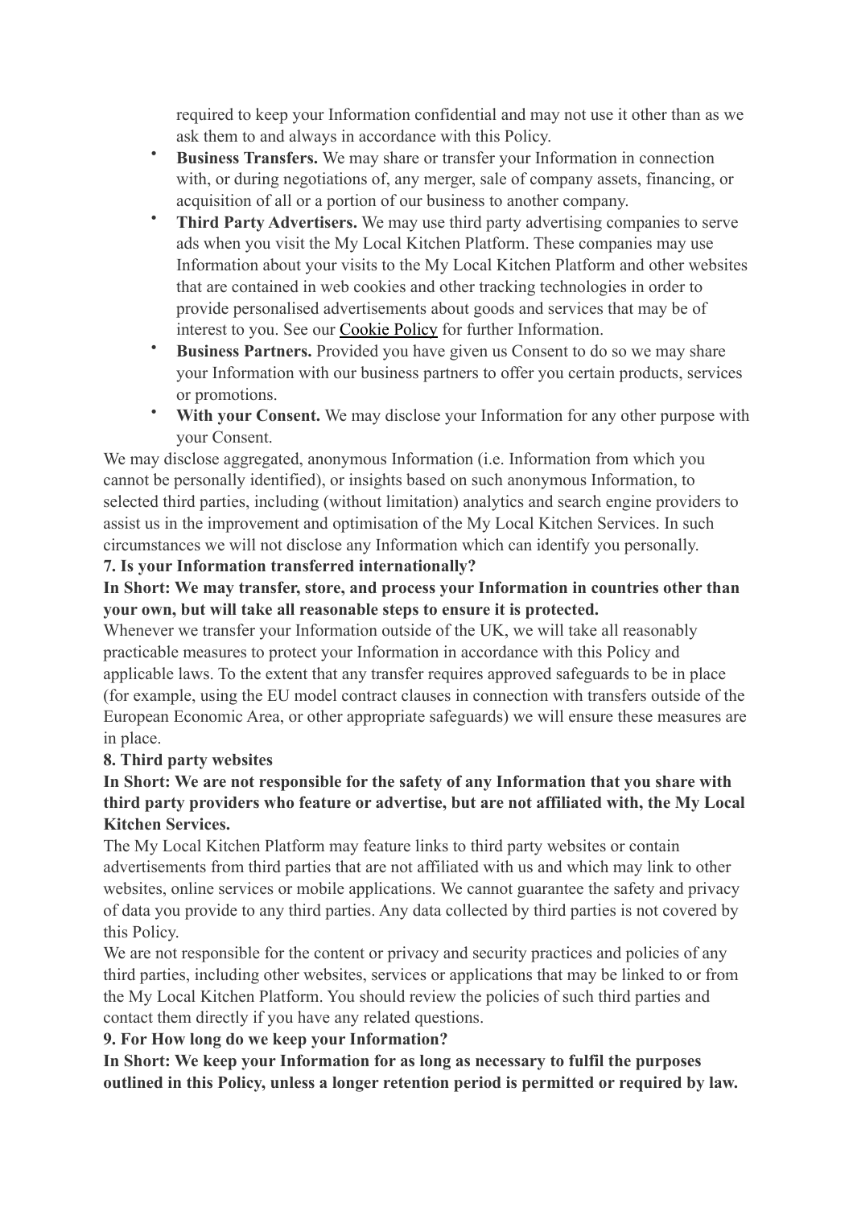required to keep your Information confidential and may not use it other than as we ask them to and always in accordance with this Policy.

- **Business Transfers.** We may share or transfer your Information in connection with, or during negotiations of, any merger, sale of company assets, financing, or acquisition of all or a portion of our business to another company.
- **Third Party Advertisers.** We may use third party advertising companies to serve ads when you visit the My Local Kitchen Platform. These companies may use Information about your visits to the My Local Kitchen Platform and other websites that are contained in web cookies and other tracking technologies in order to provide personalised advertisements about goods and services that may be of interest to you. See our Cookie Policy for further Information.
- **Business Partners.** Provided you have given us Consent to do so we may share your Information with our business partners to offer you certain products, services or promotions.
- **With your Consent.** We may disclose your Information for any other purpose with your Consent.

We may disclose aggregated, anonymous Information (i.e. Information from which you cannot be personally identified), or insights based on such anonymous Information, to selected third parties, including (without limitation) analytics and search engine providers to assist us in the improvement and optimisation of the My Local Kitchen Services. In such circumstances we will not disclose any Information which can identify you personally.

**7. Is your Information transferred internationally?**

**In Short: We may transfer, store, and process your Information in countries other than your own, but will take all reasonable steps to ensure it is protected.**

Whenever we transfer your Information outside of the UK, we will take all reasonably practicable measures to protect your Information in accordance with this Policy and applicable laws. To the extent that any transfer requires approved safeguards to be in place (for example, using the EU model contract clauses in connection with transfers outside of the European Economic Area, or other appropriate safeguards) we will ensure these measures are in place.

**8. Third party websites**

**In Short: We are not responsible for the safety of any Information that you share with third party providers who feature or advertise, but are not affiliated with, the My Local Kitchen Services.**

The My Local Kitchen Platform may feature links to third party websites or contain advertisements from third parties that are not affiliated with us and which may link to other websites, online services or mobile applications. We cannot guarantee the safety and privacy of data you provide to any third parties. Any data collected by third parties is not covered by this Policy.

We are not responsible for the content or privacy and security practices and policies of any third parties, including other websites, services or applications that may be linked to or from the My Local Kitchen Platform. You should review the policies of such third parties and contact them directly if you have any related questions.

**9. For How long do we keep your Information?**

**In Short: We keep your Information for as long as necessary to fulfil the purposes outlined in this Policy, unless a longer retention period is permitted or required by law.**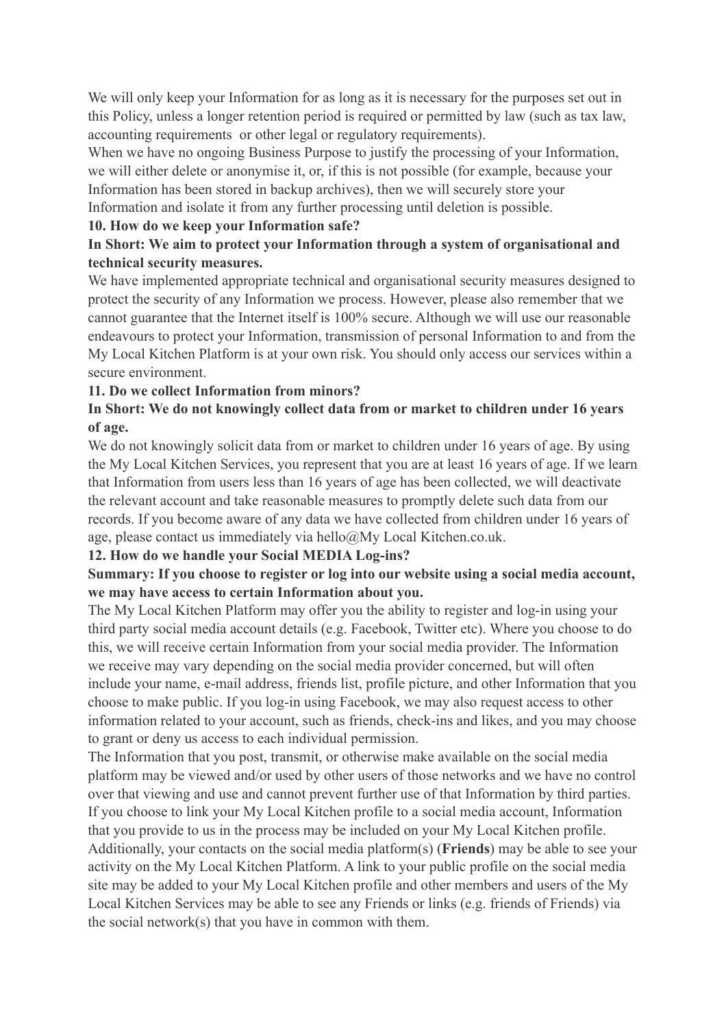We will only keep your Information for as long as it is necessary for the purposes set out in this Policy, unless a longer retention period is required or permitted by law (such as tax law, accounting requirements or other legal or regulatory requirements).

When we have no ongoing Business Purpose to justify the processing of your Information, we will either delete or anonymise it, or, if this is not possible (for example, because your Information has been stored in backup archives), then we will securely store your Information and isolate it from any further processing until deletion is possible.

**10. How do we keep your Information safe?**

**In Short: We aim to protect your Information through a system of organisational and technical security measures.**

We have implemented appropriate technical and organisational security measures designed to protect the security of any Information we process. However, please also remember that we cannot guarantee that the Internet itself is 100% secure. Although we will use our reasonable endeavours to protect your Information, transmission of personal Information to and from the My Local Kitchen Platform is at your own risk. You should only access our services within a secure environment.

**11. Do we collect Information from minors?**

**In Short: We do not knowingly collect data from or market to children under 16 years of age.**

We do not knowingly solicit data from or market to children under 16 years of age. By using the My Local Kitchen Services, you represent that you are at least 16 years of age. If we learn that Information from users less than 16 years of age has been collected, we will deactivate the relevant account and take reasonable measures to promptly delete such data from our records. If you become aware of any data we have collected from children under 16 years of age, please contact us immediately via hello@My Local Kitchen.co.uk.

**12. How do we handle your Social MEDIA Log-ins?**

**Summary: If you choose to register or log into our website using a social media account, we may have access to certain Information about you.**

The My Local Kitchen Platform may offer you the ability to register and log-in using your third party social media account details (e.g. Facebook, Twitter etc). Where you choose to do this, we will receive certain Information from your social media provider. The Information we receive may vary depending on the social media provider concerned, but will often include your name, e-mail address, friends list, profile picture, and other Information that you choose to make public. If you log-in using Facebook, we may also request access to other information related to your account, such as friends, check-ins and likes, and you may choose to grant or deny us access to each individual permission.

The Information that you post, transmit, or otherwise make available on the social media platform may be viewed and/or used by other users of those networks and we have no control over that viewing and use and cannot prevent further use of that Information by third parties. If you choose to link your My Local Kitchen profile to a social media account, Information that you provide to us in the process may be included on your My Local Kitchen profile. Additionally, your contacts on the social media platform(s) (**Friends**) may be able to see your activity on the My Local Kitchen Platform. A link to your public profile on the social media site may be added to your My Local Kitchen profile and other members and users of the My Local Kitchen Services may be able to see any Friends or links (e.g. friends of Friends) via the social network(s) that you have in common with them.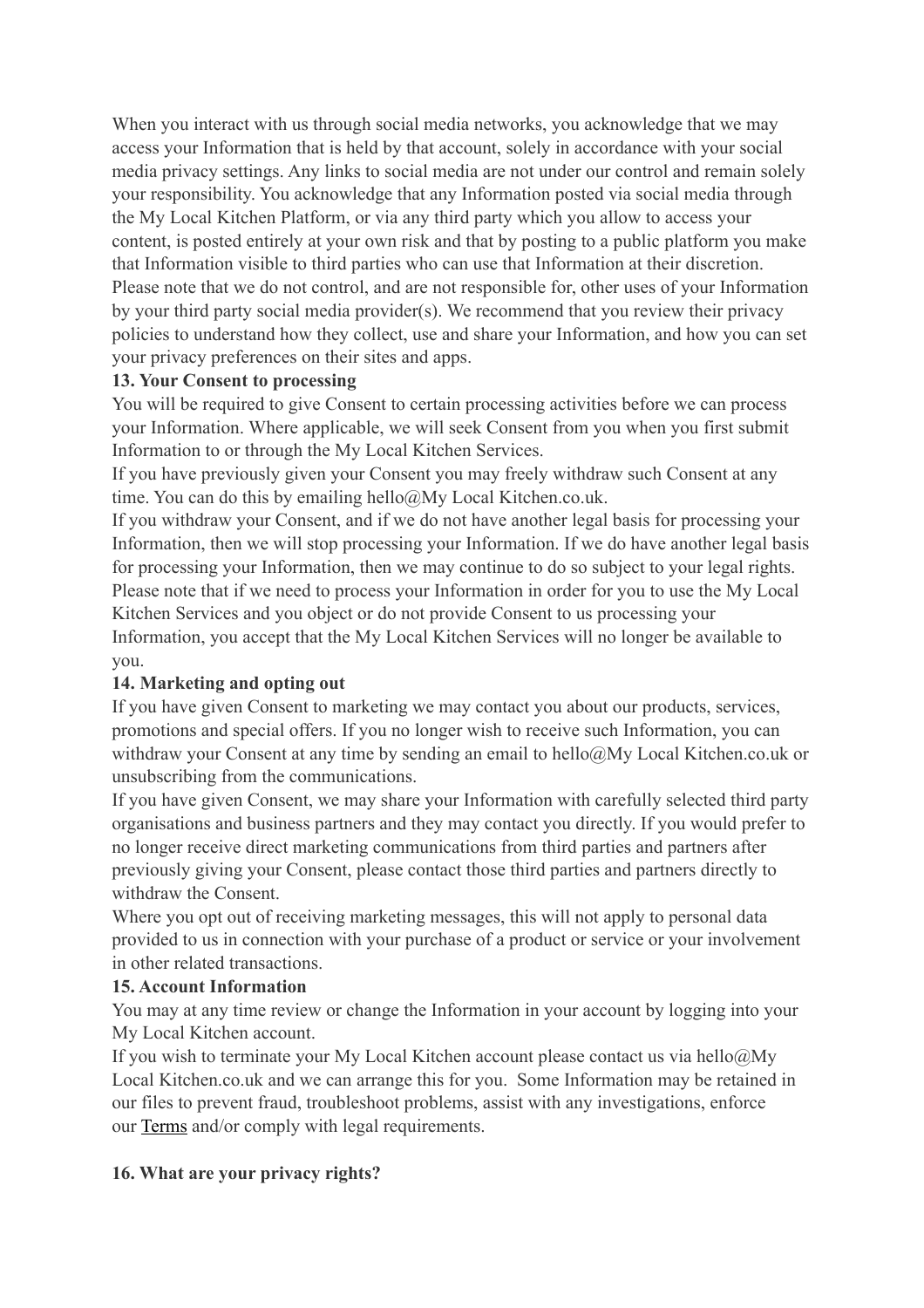When you interact with us through social media networks, you acknowledge that we may access your Information that is held by that account, solely in accordance with your social media privacy settings. Any links to social media are not under our control and remain solely your responsibility. You acknowledge that any Information posted via social media through the My Local Kitchen Platform, or via any third party which you allow to access your content, is posted entirely at your own risk and that by posting to a public platform you make that Information visible to third parties who can use that Information at their discretion. Please note that we do not control, and are not responsible for, other uses of your Information by your third party social media provider(s). We recommend that you review their privacy policies to understand how they collect, use and share your Information, and how you can set your privacy preferences on their sites and apps.

**13. Your Consent to processing**

You will be required to give Consent to certain processing activities before we can process your Information. Where applicable, we will seek Consent from you when you first submit Information to or through the My Local Kitchen Services.

If you have previously given your Consent you may freely withdraw such Consent at any time. You can do this by emailing hello@My Local Kitchen.co.uk.

If you withdraw your Consent, and if we do not have another legal basis for processing your Information, then we will stop processing your Information. If we do have another legal basis for processing your Information, then we may continue to do so subject to your legal rights. Please note that if we need to process your Information in order for you to use the My Local Kitchen Services and you object or do not provide Consent to us processing your Information, you accept that the My Local Kitchen Services will no longer be available to you.

**14. Marketing and opting out**

If you have given Consent to marketing we may contact you about our products, services, promotions and special offers. If you no longer wish to receive such Information, you can withdraw your Consent at any time by sending an email to hello@My Local Kitchen.co.uk or unsubscribing from the communications.

If you have given Consent, we may share your Information with carefully selected third party organisations and business partners and they may contact you directly. If you would prefer to no longer receive direct marketing communications from third parties and partners after previously giving your Consent, please contact those third parties and partners directly to withdraw the Consent.

Where you opt out of receiving marketing messages, this will not apply to personal data provided to us in connection with your purchase of a product or service or your involvement in other related transactions.

**15. Account Information**

You may at any time review or change the Information in your account by logging into your My Local Kitchen account.

If you wish to terminate your My Local Kitchen account please contact us via hello@My Local Kitchen.co.uk and we can arrange this for you. Some Information may be retained in our files to prevent fraud, troubleshoot problems, assist with any investigations, enforce our Terms and/or comply with legal requirements.

**16. What are your privacy rights?**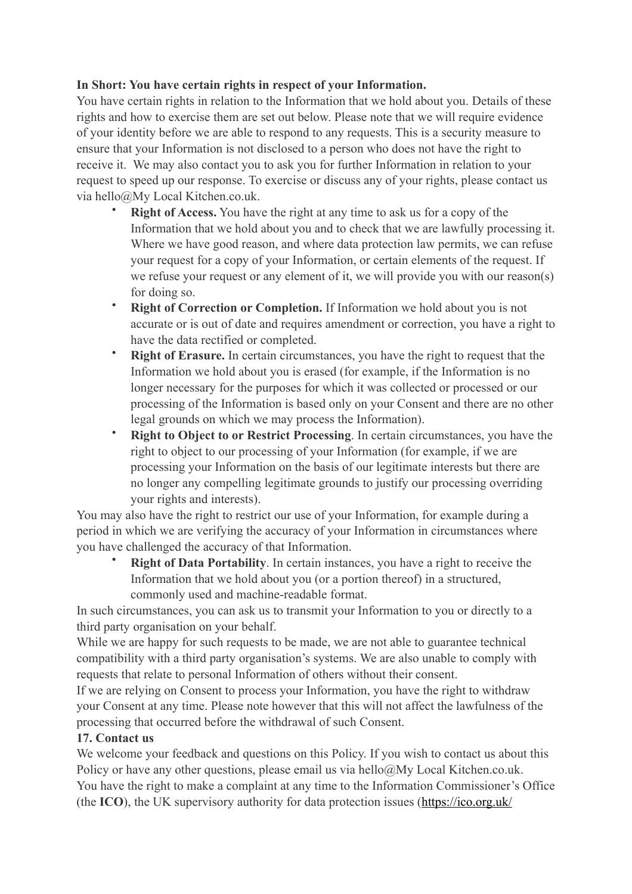**In Short: You have certain rights in respect of your Information.**

You have certain rights in relation to the Information that we hold about you. Details of these rights and how to exercise them are set out below. Please note that we will require evidence of your identity before we are able to respond to any requests. This is a security measure to ensure that your Information is not disclosed to a person who does not have the right to receive it. We may also contact you to ask you for further Information in relation to your request to speed up our response. To exercise or discuss any of your rights, please contact us via hello@My Local Kitchen.co.uk.

- **Right of Access.** You have the right at any time to ask us for a copy of the Information that we hold about you and to check that we are lawfully processing it. Where we have good reason, and where data protection law permits, we can refuse your request for a copy of your Information, or certain elements of the request. If we refuse your request or any element of it, we will provide you with our reason(s) for doing so.
- **Right of Correction or Completion.** If Information we hold about you is not accurate or is out of date and requires amendment or correction, you have a right to have the data rectified or completed.
- **Right of Erasure.** In certain circumstances, you have the right to request that the Information we hold about you is erased (for example, if the Information is no longer necessary for the purposes for which it was collected or processed or our processing of the Information is based only on your Consent and there are no other legal grounds on which we may process the Information).
- **Right to Object to or Restrict Processing**. In certain circumstances, you have the right to object to our processing of your Information (for example, if we are processing your Information on the basis of our legitimate interests but there are no longer any compelling legitimate grounds to justify our processing overriding your rights and interests).

You may also have the right to restrict our use of your Information, for example during a period in which we are verifying the accuracy of your Information in circumstances where you have challenged the accuracy of that Information.

- **Right of Data Portability**. In certain instances, you have a right to receive the Information that we hold about you (or a portion thereof) in a structured, commonly used and machine-readable format.

In such circumstances, you can ask us to transmit your Information to you or directly to a third party organisation on your behalf.

While we are happy for such requests to be made, we are not able to guarantee technical compatibility with a third party organisation's systems. We are also unable to comply with requests that relate to personal Information of others without their consent.

If we are relying on Consent to process your Information, you have the right to withdraw your Consent at any time. Please note however that this will not affect the lawfulness of the processing that occurred before the withdrawal of such Consent.

**17. Contact us**

We welcome your feedback and questions on this Policy. If you wish to contact us about this Policy or have any other questions, please email us via hello@My Local Kitchen.co.uk.

You have the right to make a complaint at any time to the Information Commissioner's Office (the **ICO**), the UK supervisory authority for data protection issues (https://ico.org.uk/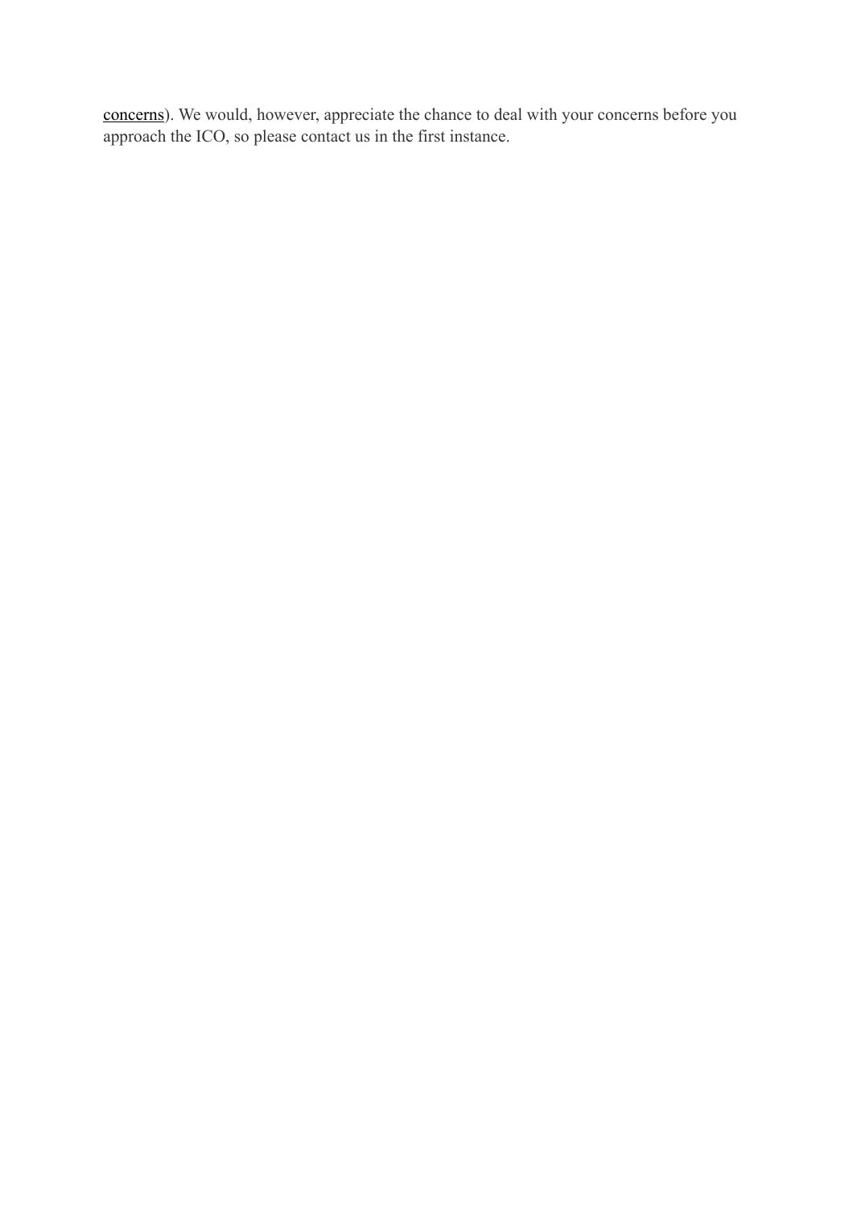concerns). We would, however, appreciate the chance to deal with your concerns before you approach the ICO, so please contact us in the first instance.